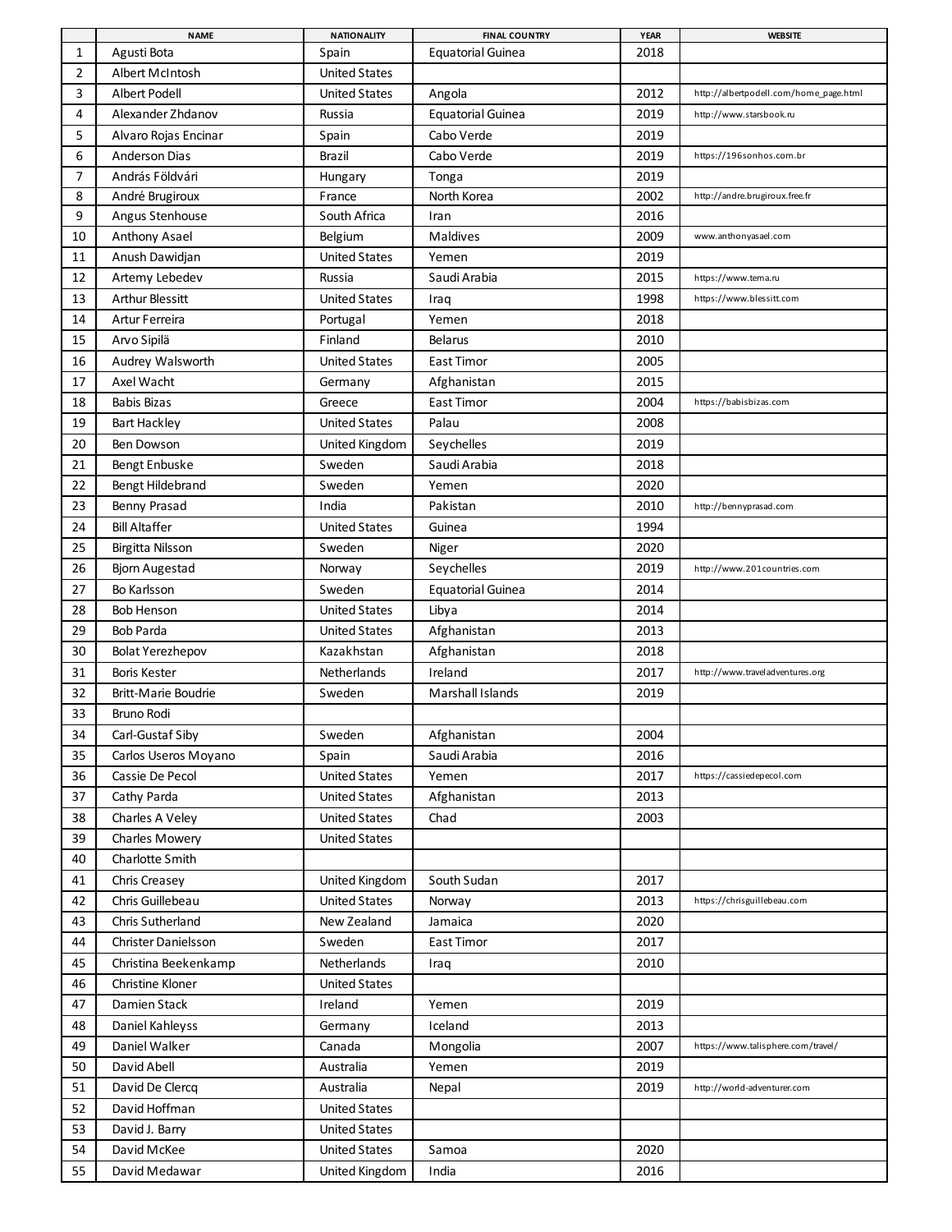| | NAME | NATIONALITY | FINAL COUNTRY | YEAR | WEBSITE |
|---|---|---|---|---|---|
| 1 | Agusti Bota | Spain | Equatorial Guinea | 2018 | |
| 2 | Albert McIntosh | United States | | | |
| 3 | Albert Podell | United States | Angola | 2012 | http://albertpodell.com/home_page.html |
| 4 | Alexander Zhdanov | Russia | Equatorial Guinea | 2019 | http://www.starsbook.ru |
| 5 | Alvaro Rojas Encinar | Spain | Cabo Verde | 2019 | |
| 6 | Anderson Dias | Brazil | Cabo Verde | 2019 | https://196sonhos.com.br |
| 7 | András Földvári | Hungary | Tonga | 2019 | |
| 8 | André Brugiroux | France | North Korea | 2002 | http://andre.brugiroux.free.fr |
| 9 | Angus Stenhouse | South Africa | Iran | 2016 | |
| 10 | Anthony Asael | Belgium | Maldives | 2009 | www.anthonyasael.com |
| 11 | Anush Dawidjan | United States | Yemen | 2019 | |
| 12 | Artemy Lebedev | Russia | Saudi Arabia | 2015 | https://www.tema.ru |
| 13 | Arthur Blessitt | United States | Iraq | 1998 | https://www.blessitt.com |
| 14 | Artur Ferreira | Portugal | Yemen | 2018 | |
| 15 | Arvo Sipilä | Finland | Belarus | 2010 | |
| 16 | Audrey Walsworth | United States | East Timor | 2005 | |
| 17 | Axel Wacht | Germany | Afghanistan | 2015 | |
| 18 | Babis Bizas | Greece | East Timor | 2004 | https://babisbizas.com |
| 19 | Bart Hackley | United States | Palau | 2008 | |
| 20 | Ben Dowson | United Kingdom | Seychelles | 2019 | |
| 21 | Bengt Enbuske | Sweden | Saudi Arabia | 2018 | |
| 22 | Bengt Hildebrand | Sweden | Yemen | 2020 | |
| 23 | Benny Prasad | India | Pakistan | 2010 | http://bennyprasad.com |
| 24 | Bill Altaffer | United States | Guinea | 1994 | |
| 25 | Birgitta Nilsson | Sweden | Niger | 2020 | |
| 26 | Bjorn Augestad | Norway | Seychelles | 2019 | http://www.201countries.com |
| 27 | Bo Karlsson | Sweden | Equatorial Guinea | 2014 | |
| 28 | Bob Henson | United States | Libya | 2014 | |
| 29 | Bob Parda | United States | Afghanistan | 2013 | |
| 30 | Bolat Yerezhepov | Kazakhstan | Afghanistan | 2018 | |
| 31 | Boris Kester | Netherlands | Ireland | 2017 | http://www.traveladventures.org |
| 32 | Britt-Marie Boudrie | Sweden | Marshall Islands | 2019 | |
| 33 | Bruno Rodi | | | | |
| 34 | Carl-Gustaf Siby | Sweden | Afghanistan | 2004 | |
| 35 | Carlos Useros Moyano | Spain | Saudi Arabia | 2016 | |
| 36 | Cassie De Pecol | United States | Yemen | 2017 | https://cassiedepecol.com |
| 37 | Cathy Parda | United States | Afghanistan | 2013 | |
| 38 | Charles A Veley | United States | Chad | 2003 | |
| 39 | Charles Mowery | United States | | | |
| 40 | Charlotte Smith | | | | |
| 41 | Chris Creasey | United Kingdom | South Sudan | 2017 | |
| 42 | Chris Guillebeau | United States | Norway | 2013 | https://chrisguillebeau.com |
| 43 | Chris Sutherland | New Zealand | Jamaica | 2020 | |
| 44 | Christer Danielsson | Sweden | East Timor | 2017 | |
| 45 | Christina Beekenkamp | Netherlands | Iraq | 2010 | |
| 46 | Christine Kloner | United States | | | |
| 47 | Damien Stack | Ireland | Yemen | 2019 | |
| 48 | Daniel Kahleyss | Germany | Iceland | 2013 | |
| 49 | Daniel Walker | Canada | Mongolia | 2007 | https://www.talisphere.com/travel/ |
| 50 | David Abell | Australia | Yemen | 2019 | |
| 51 | David De Clercq | Australia | Nepal | 2019 | http://world-adventurer.com |
| 52 | David Hoffman | United States | | | |
| 53 | David J. Barry | United States | | | |
| 54 | David McKee | United States | Samoa | 2020 | |
| 55 | David Medawar | United Kingdom | India | 2016 | |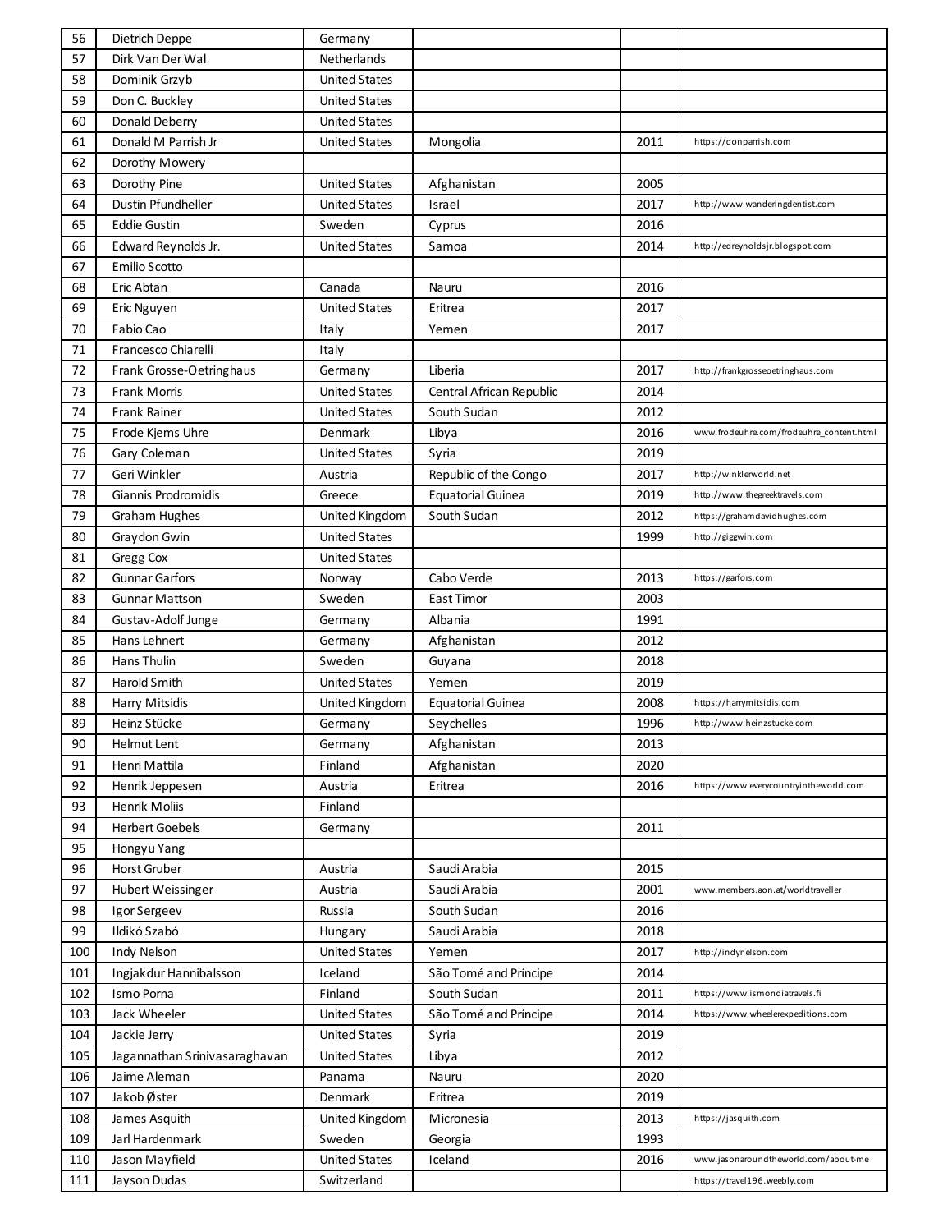| | | | | | |
|---|---|---|---|---|---|
| 56 | Dietrich Deppe | Germany | | | |
| 57 | Dirk Van Der Wal | Netherlands | | | |
| 58 | Dominik Grzyb | United States | | | |
| 59 | Don C. Buckley | United States | | | |
| 60 | Donald Deberry | United States | | | |
| 61 | Donald M Parrish Jr | United States | Mongolia | 2011 | https://donparrish.com |
| 62 | Dorothy Mowery | | | | |
| 63 | Dorothy Pine | United States | Afghanistan | 2005 | |
| 64 | Dustin Pfundheller | United States | Israel | 2017 | http://www.wanderingdentist.com |
| 65 | Eddie Gustin | Sweden | Cyprus | 2016 | |
| 66 | Edward Reynolds Jr. | United States | Samoa | 2014 | http://edreynoldsjr.blogspot.com |
| 67 | Emilio Scotto | | | | |
| 68 | Eric Abtan | Canada | Nauru | 2016 | |
| 69 | Eric Nguyen | United States | Eritrea | 2017 | |
| 70 | Fabio Cao | Italy | Yemen | 2017 | |
| 71 | Francesco Chiarelli | Italy | | | |
| 72 | Frank Grosse-Oetringhaus | Germany | Liberia | 2017 | http://frankgrosseoetringhaus.com |
| 73 | Frank Morris | United States | Central African Republic | 2014 | |
| 74 | Frank Rainer | United States | South Sudan | 2012 | |
| 75 | Frode Kjems Uhre | Denmark | Libya | 2016 | www.frodeuhre.com/frodeuhre_content.html |
| 76 | Gary Coleman | United States | Syria | 2019 | |
| 77 | Geri Winkler | Austria | Republic of the Congo | 2017 | http://winklerworld.net |
| 78 | Giannis Prodromidis | Greece | Equatorial Guinea | 2019 | http://www.thegreektravels.com |
| 79 | Graham Hughes | United Kingdom | South Sudan | 2012 | https://grahamdavidhughes.com |
| 80 | Graydon Gwin | United States | | 1999 | http://giggwin.com |
| 81 | Gregg Cox | United States | | | |
| 82 | Gunnar Garfors | Norway | Cabo Verde | 2013 | https://garfors.com |
| 83 | Gunnar Mattson | Sweden | East Timor | 2003 | |
| 84 | Gustav-Adolf Junge | Germany | Albania | 1991 | |
| 85 | Hans Lehnert | Germany | Afghanistan | 2012 | |
| 86 | Hans Thulin | Sweden | Guyana | 2018 | |
| 87 | Harold Smith | United States | Yemen | 2019 | |
| 88 | Harry Mitsidis | United Kingdom | Equatorial Guinea | 2008 | https://harrymitsidis.com |
| 89 | Heinz Stücke | Germany | Seychelles | 1996 | http://www.heinzstucke.com |
| 90 | Helmut Lent | Germany | Afghanistan | 2013 | |
| 91 | Henri Mattila | Finland | Afghanistan | 2020 | |
| 92 | Henrik Jeppesen | Austria | Eritrea | 2016 | https://www.everycountryintheworld.com |
| 93 | Henrik Moliis | Finland | | | |
| 94 | Herbert Goebels | Germany | | 2011 | |
| 95 | Hongyu Yang | | | | |
| 96 | Horst Gruber | Austria | Saudi Arabia | 2015 | |
| 97 | Hubert Weissinger | Austria | Saudi Arabia | 2001 | www.members.aon.at/worldtraveller |
| 98 | Igor Sergeev | Russia | South Sudan | 2016 | |
| 99 | Ildikó Szabó | Hungary | Saudi Arabia | 2018 | |
| 100 | Indy Nelson | United States | Yemen | 2017 | http://indynelson.com |
| 101 | Ingjakdur Hannibalsson | Iceland | São Tomé and Príncipe | 2014 | |
| 102 | Ismo Porna | Finland | South Sudan | 2011 | https://www.ismondiatravels.fi |
| 103 | Jack Wheeler | United States | São Tomé and Príncipe | 2014 | https://www.wheelerexpeditions.com |
| 104 | Jackie Jerry | United States | Syria | 2019 | |
| 105 | Jagannathan Srinivasaraghavan | United States | Libya | 2012 | |
| 106 | Jaime Aleman | Panama | Nauru | 2020 | |
| 107 | Jakob Øster | Denmark | Eritrea | 2019 | |
| 108 | James Asquith | United Kingdom | Micronesia | 2013 | https://jasquith.com |
| 109 | Jarl Hardenmark | Sweden | Georgia | 1993 | |
| 110 | Jason Mayfield | United States | Iceland | 2016 | www.jasonaroundtheworld.com/about-me |
| 111 | Jayson Dudas | Switzerland | | | https://travel196.weebly.com |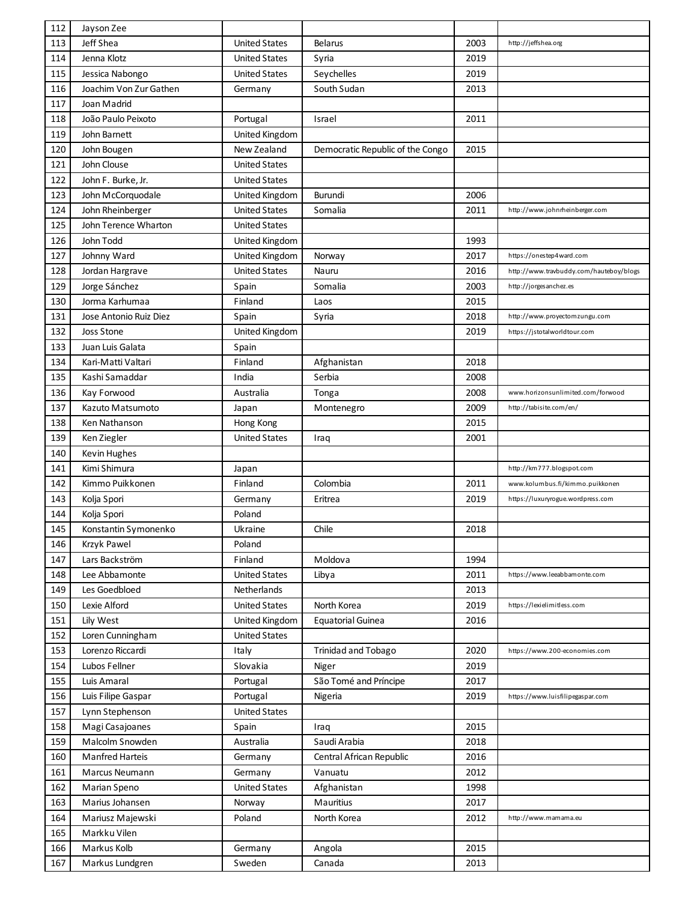| 112 | Jayson Zee | | | | |
|---|---|---|---|---|---|
| 113 | Jeff Shea | United States | Belarus | 2003 | http://jeffshea.org |
| 114 | Jenna Klotz | United States | Syria | 2019 | |
| 115 | Jessica Nabongo | United States | Seychelles | 2019 | |
| 116 | Joachim Von Zur Gathen | Germany | South Sudan | 2013 | |
| 117 | Joan Madrid | | | | |
| 118 | João Paulo Peixoto | Portugal | Israel | 2011 | |
| 119 | John Barnett | United Kingdom | | | |
| 120 | John Bougen | New Zealand | Democratic Republic of the Congo | 2015 | |
| 121 | John Clouse | United States | | | |
| 122 | John F. Burke, Jr. | United States | | | |
| 123 | John McCorquodale | United Kingdom | Burundi | 2006 | |
| 124 | John Rheinberger | United States | Somalia | 2011 | http://www.johnrheinberger.com |
| 125 | John Terence Wharton | United States | | | |
| 126 | John Todd | United Kingdom | | 1993 | |
| 127 | Johnny Ward | United Kingdom | Norway | 2017 | https://onestep4ward.com |
| 128 | Jordan Hargrave | United States | Nauru | 2016 | http://www.travbuddy.com/hauteboy/blogs |
| 129 | Jorge Sánchez | Spain | Somalia | 2003 | http://jorgesanchez.es |
| 130 | Jorma Karhumaa | Finland | Laos | 2015 | |
| 131 | Jose Antonio Ruiz Diez | Spain | Syria | 2018 | http://www.proyectomzungu.com |
| 132 | Joss Stone | United Kingdom | | 2019 | https://jstotalworldtour.com |
| 133 | Juan Luis Galata | Spain | | | |
| 134 | Kari-Matti Valtari | Finland | Afghanistan | 2018 | |
| 135 | Kashi Samaddar | India | Serbia | 2008 | |
| 136 | Kay Forwood | Australia | Tonga | 2008 | www.horizonsunlimited.com/forwood |
| 137 | Kazuto Matsumoto | Japan | Montenegro | 2009 | http://tabisite.com/en/ |
| 138 | Ken Nathanson | Hong Kong | | 2015 | |
| 139 | Ken Ziegler | United States | Iraq | 2001 | |
| 140 | Kevin Hughes | | | | |
| 141 | Kimi Shimura | Japan | | | http://km777.blogspot.com |
| 142 | Kimmo Puikkonen | Finland | Colombia | 2011 | www.kolumbus.fi/kimmo.puikkonen |
| 143 | Kolja Spori | Germany | Eritrea | 2019 | https://luxuryrogue.wordpress.com |
| 144 | Kolja Spori | Poland | | | |
| 145 | Konstantin Symonenko | Ukraine | Chile | 2018 | |
| 146 | Krzyk Pawel | Poland | | | |
| 147 | Lars Backström | Finland | Moldova | 1994 | |
| 148 | Lee Abbamonte | United States | Libya | 2011 | https://www.leeabbamonte.com |
| 149 | Les Goedbloed | Netherlands | | 2013 | |
| 150 | Lexie Alford | United States | North Korea | 2019 | https://lexielimitless.com |
| 151 | Lily West | United Kingdom | Equatorial Guinea | 2016 | |
| 152 | Loren Cunningham | United States | | | |
| 153 | Lorenzo Riccardi | Italy | Trinidad and Tobago | 2020 | https://www.200-economies.com |
| 154 | Lubos Fellner | Slovakia | Niger | 2019 | |
| 155 | Luis Amaral | Portugal | São Tomé and Príncipe | 2017 | |
| 156 | Luis Filipe Gaspar | Portugal | Nigeria | 2019 | https://www.luisfilipegaspar.com |
| 157 | Lynn Stephenson | United States | | | |
| 158 | Magi Casajoanes | Spain | Iraq | 2015 | |
| 159 | Malcolm Snowden | Australia | Saudi Arabia | 2018 | |
| 160 | Manfred Harteis | Germany | Central African Republic | 2016 | |
| 161 | Marcus Neumann | Germany | Vanuatu | 2012 | |
| 162 | Marian Speno | United States | Afghanistan | 1998 | |
| 163 | Marius Johansen | Norway | Mauritius | 2017 | |
| 164 | Mariusz Majewski | Poland | North Korea | 2012 | http://www.mamama.eu |
| 165 | Markku Vilen | | | | |
| 166 | Markus Kolb | Germany | Angola | 2015 | |
| 167 | Markus Lundgren | Sweden | Canada | 2013 | |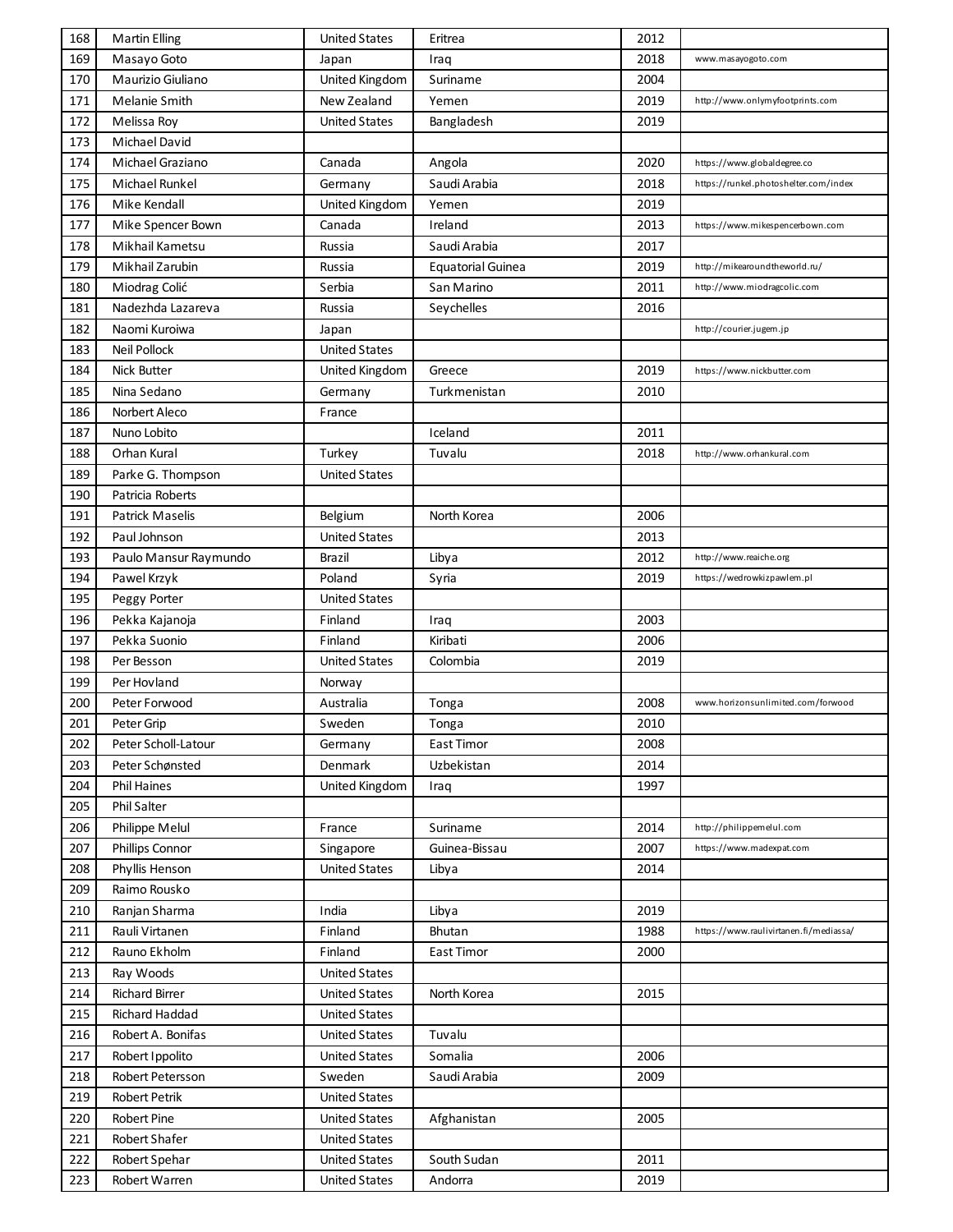| 168 | Martin Elling | United States | Eritrea | 2012 | |
|---|---|---|---|---|---|
| 169 | Masayo Goto | Japan | Iraq | 2018 | www.masayogoto.com |
| 170 | Maurizio Giuliano | United Kingdom | Suriname | 2004 | |
| 171 | Melanie Smith | New Zealand | Yemen | 2019 | http://www.onlymyfootprints.com |
| 172 | Melissa Roy | United States | Bangladesh | 2019 | |
| 173 | Michael David | | | | |
| 174 | Michael Graziano | Canada | Angola | 2020 | https://www.globaldegree.co |
| 175 | Michael Runkel | Germany | Saudi Arabia | 2018 | https://runkel.photoshelter.com/index |
| 176 | Mike Kendall | United Kingdom | Yemen | 2019 | |
| 177 | Mike Spencer Bown | Canada | Ireland | 2013 | https://www.mikespencerbown.com |
| 178 | Mikhail Kametsu | Russia | Saudi Arabia | 2017 | |
| 179 | Mikhail Zarubin | Russia | Equatorial Guinea | 2019 | http://mikearoundtheworld.ru/ |
| 180 | Miodrag Colić | Serbia | San Marino | 2011 | http://www.miodragcolic.com |
| 181 | Nadezhda Lazareva | Russia | Seychelles | 2016 | |
| 182 | Naomi Kuroiwa | Japan | | | http://courier.jugem.jp |
| 183 | Neil Pollock | United States | | | |
| 184 | Nick Butter | United Kingdom | Greece | 2019 | https://www.nickbutter.com |
| 185 | Nina Sedano | Germany | Turkmenistan | 2010 | |
| 186 | Norbert Aleco | France | | | |
| 187 | Nuno Lobito | | Iceland | 2011 | |
| 188 | Orhan Kural | Turkey | Tuvalu | 2018 | http://www.orhankural.com |
| 189 | Parke G. Thompson | United States | | | |
| 190 | Patricia Roberts | | | | |
| 191 | Patrick Maselis | Belgium | North Korea | 2006 | |
| 192 | Paul Johnson | United States | | 2013 | |
| 193 | Paulo Mansur Raymundo | Brazil | Libya | 2012 | http://www.reaiche.org |
| 194 | Pawel Krzyk | Poland | Syria | 2019 | https://wedrowkizpawlem.pl |
| 195 | Peggy Porter | United States | | | |
| 196 | Pekka Kajanoja | Finland | Iraq | 2003 | |
| 197 | Pekka Suonio | Finland | Kiribati | 2006 | |
| 198 | Per Besson | United States | Colombia | 2019 | |
| 199 | Per Hovland | Norway | | | |
| 200 | Peter Forwood | Australia | Tonga | 2008 | www.horizonsunlimited.com/forwood |
| 201 | Peter Grip | Sweden | Tonga | 2010 | |
| 202 | Peter Scholl-Latour | Germany | East Timor | 2008 | |
| 203 | Peter Schønsted | Denmark | Uzbekistan | 2014 | |
| 204 | Phil Haines | United Kingdom | Iraq | 1997 | |
| 205 | Phil Salter | | | | |
| 206 | Philippe Melul | France | Suriname | 2014 | http://philippemelul.com |
| 207 | Phillips Connor | Singapore | Guinea-Bissau | 2007 | https://www.madexpat.com |
| 208 | Phyllis Henson | United States | Libya | 2014 | |
| 209 | Raimo Rousko | | | | |
| 210 | Ranjan Sharma | India | Libya | 2019 | |
| 211 | Rauli Virtanen | Finland | Bhutan | 1988 | https://www.raulivirtanen.fi/mediassa/ |
| 212 | Rauno Ekholm | Finland | East Timor | 2000 | |
| 213 | Ray Woods | United States | | | |
| 214 | Richard Birrer | United States | North Korea | 2015 | |
| 215 | Richard Haddad | United States | | | |
| 216 | Robert A. Bonifas | United States | Tuvalu | | |
| 217 | Robert Ippolito | United States | Somalia | 2006 | |
| 218 | Robert Petersson | Sweden | Saudi Arabia | 2009 | |
| 219 | Robert Petrik | United States | | | |
| 220 | Robert Pine | United States | Afghanistan | 2005 | |
| 221 | Robert Shafer | United States | | | |
| 222 | Robert Spehar | United States | South Sudan | 2011 | |
| 223 | Robert Warren | United States | Andorra | 2019 | |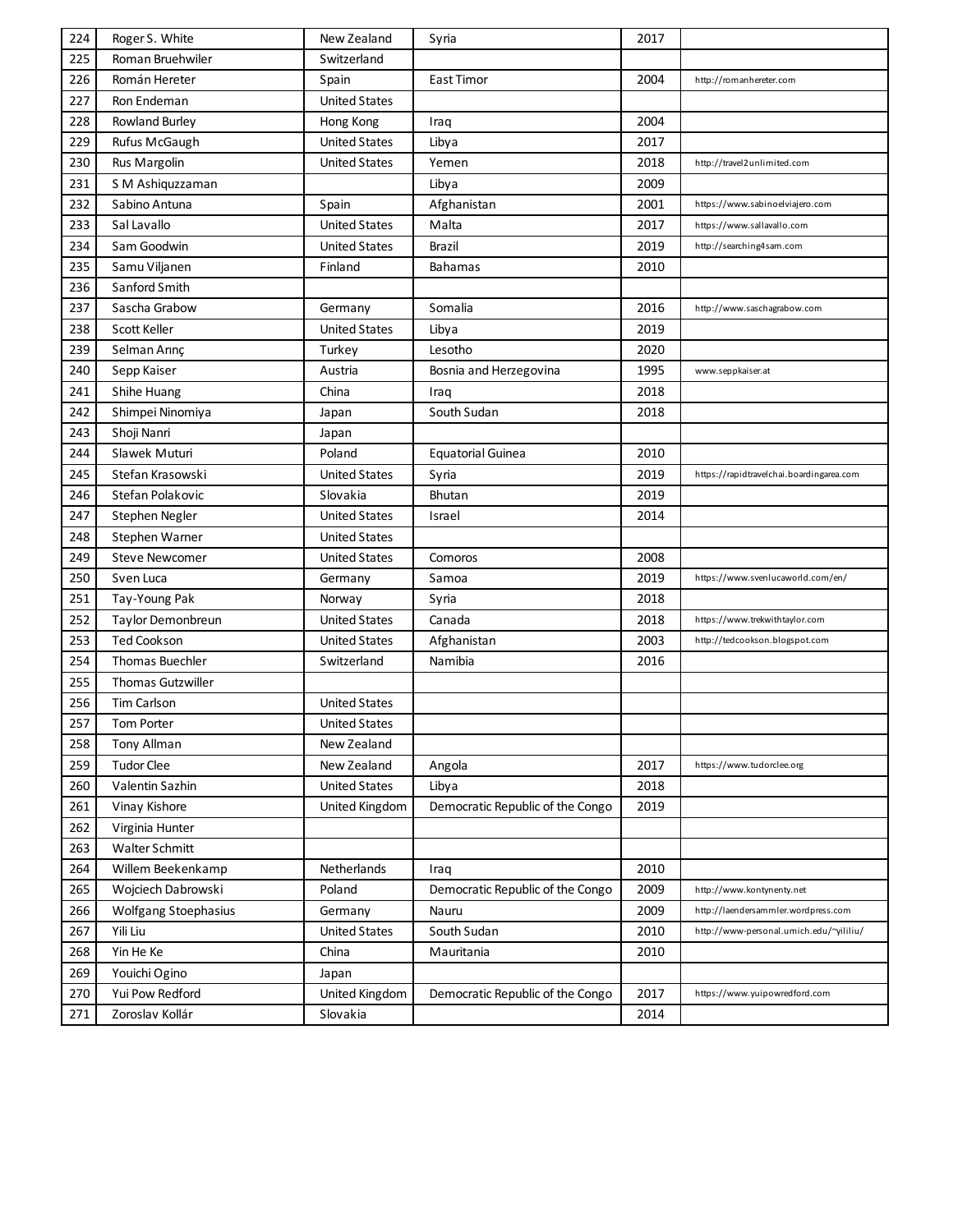| | | | | | |
|---|---|---|---|---|---|
| 224 | Roger S. White | New Zealand | Syria | 2017 | |
| 225 | Roman Bruehwiler | Switzerland | | | |
| 226 | Román Hereter | Spain | East Timor | 2004 | http://romanhereter.com |
| 227 | Ron Endeman | United States | | | |
| 228 | Rowland Burley | Hong Kong | Iraq | 2004 | |
| 229 | Rufus McGaugh | United States | Libya | 2017 | |
| 230 | Rus Margolin | United States | Yemen | 2018 | http://travel2unlimited.com |
| 231 | S M Ashiquzzaman | | Libya | 2009 | |
| 232 | Sabino Antuna | Spain | Afghanistan | 2001 | https://www.sabinoelviajero.com |
| 233 | Sal Lavallo | United States | Malta | 2017 | https://www.sallavallo.com |
| 234 | Sam Goodwin | United States | Brazil | 2019 | http://searching4sam.com |
| 235 | Samu Viljanen | Finland | Bahamas | 2010 | |
| 236 | Sanford Smith | | | | |
| 237 | Sascha Grabow | Germany | Somalia | 2016 | http://www.saschagrabow.com |
| 238 | Scott Keller | United States | Libya | 2019 | |
| 239 | Selman Arınç | Turkey | Lesotho | 2020 | |
| 240 | Sepp Kaiser | Austria | Bosnia and Herzegovina | 1995 | www.seppkaiser.at |
| 241 | Shihe Huang | China | Iraq | 2018 | |
| 242 | Shimpei Ninomiya | Japan | South Sudan | 2018 | |
| 243 | Shoji Nanri | Japan | | | |
| 244 | Slawek Muturi | Poland | Equatorial Guinea | 2010 | |
| 245 | Stefan Krasowski | United States | Syria | 2019 | https://rapidtravelchai.boardingarea.com |
| 246 | Stefan Polakovic | Slovakia | Bhutan | 2019 | |
| 247 | Stephen Negler | United States | Israel | 2014 | |
| 248 | Stephen Warner | United States | | | |
| 249 | Steve Newcomer | United States | Comoros | 2008 | |
| 250 | Sven Luca | Germany | Samoa | 2019 | https://www.svenlucaworld.com/en/ |
| 251 | Tay-Young Pak | Norway | Syria | 2018 | |
| 252 | Taylor Demonbreun | United States | Canada | 2018 | https://www.trekwithtaylor.com |
| 253 | Ted Cookson | United States | Afghanistan | 2003 | http://tedcookson.blogspot.com |
| 254 | Thomas Buechler | Switzerland | Namibia | 2016 | |
| 255 | Thomas Gutzwiller | | | | |
| 256 | Tim Carlson | United States | | | |
| 257 | Tom Porter | United States | | | |
| 258 | Tony Allman | New Zealand | | | |
| 259 | Tudor Clee | New Zealand | Angola | 2017 | https://www.tudorclee.org |
| 260 | Valentin Sazhin | United States | Libya | 2018 | |
| 261 | Vinay Kishore | United Kingdom | Democratic Republic of the Congo | 2019 | |
| 262 | Virginia Hunter | | | | |
| 263 | Walter Schmitt | | | | |
| 264 | Willem Beekenkamp | Netherlands | Iraq | 2010 | |
| 265 | Wojciech Dabrowski | Poland | Democratic Republic of the Congo | 2009 | http://www.kontynenty.net |
| 266 | Wolfgang Stoephasius | Germany | Nauru | 2009 | http://laendersammler.wordpress.com |
| 267 | Yili Liu | United States | South Sudan | 2010 | http://www-personal.umich.edu/~yililiu/ |
| 268 | Yin He Ke | China | Mauritania | 2010 | |
| 269 | Youichi Ogino | Japan | | | |
| 270 | Yui Pow Redford | United Kingdom | Democratic Republic of the Congo | 2017 | https://www.yuipowredford.com |
| 271 | Zoroslav Kollár | Slovakia | | 2014 | |